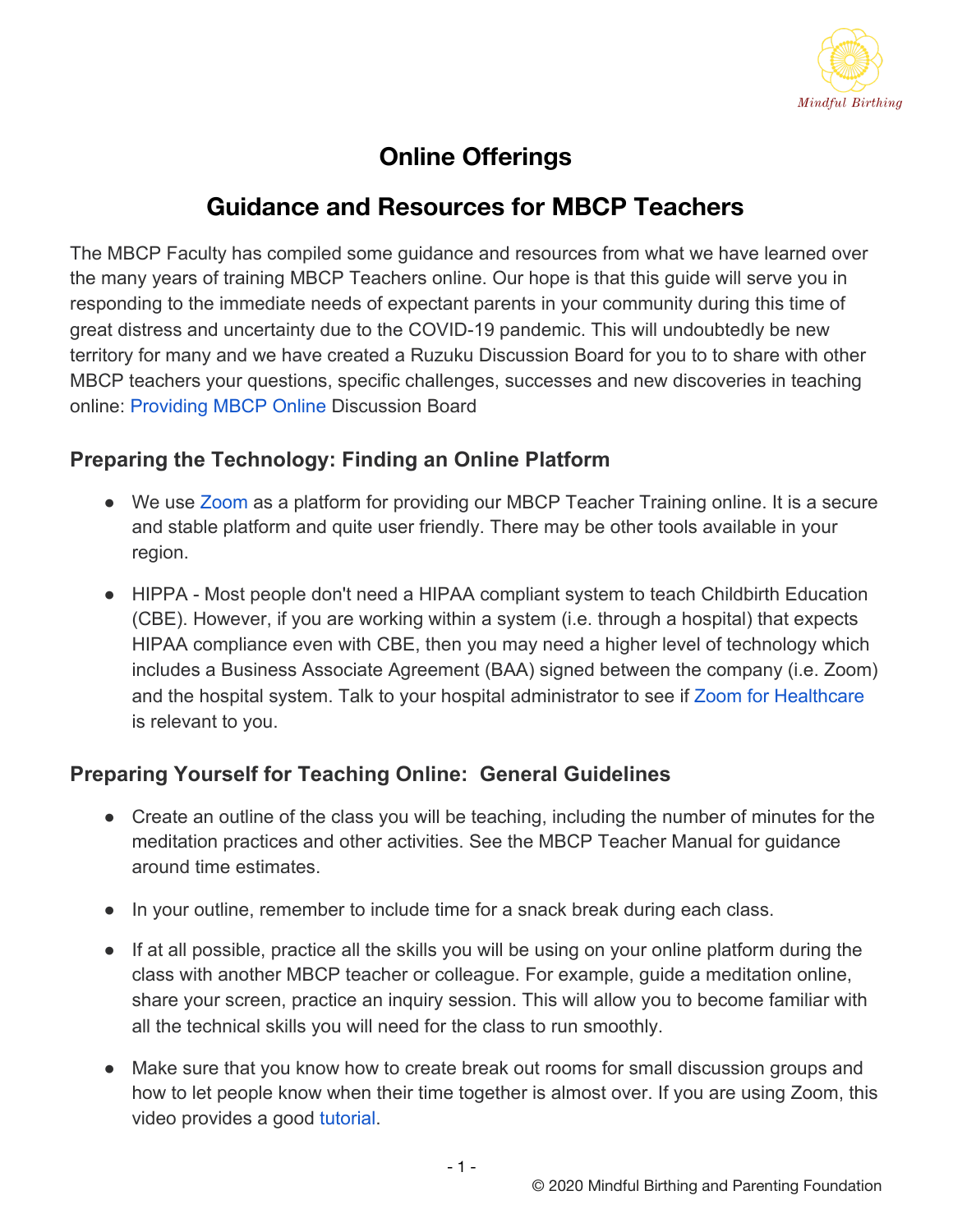# Online Offerings

## Guidance and Resources for MBCP Teachers

The MBCP Faculty has compiled some guidance and resources from what we have learned over the many years of training MBCP Teachers online. Our hope is that this guide will serve you in responding to the immediate needs of expectant parents in your community during this time of great distress and uncertainty due to the COVID-19 pandemic. This will undoubtedly be new territory for many and we have created a Ruzuku Discussion Board for you to to share with other MBCP teachers your questions, specific challenges, successes and new discoveries in teaching online: Providing MBCP Online Discussion Board

### Preparing the Technology: Finding an Online Platform

- We use Zoom as a platform for providing our MBCP Teacher Training online. It is a secure and stable platform and quite user friendly. There may be other tools available in your region.
- HIPPA - Most people don't need a HIPAA compliant system to teach Childbirth Education (CBE). However, if you are working within a system (i.e. through a hospital) that expects HIPAA compliance even with CBE, then you may need a higher level of technology which includes a Business Associate Agreement (BAA) signed between the company (i.e. Zoom) and the hospital system. Talk to your hospital administrator to see if Zoom for Healthcare is relevant to you.

### Preparing Yourself for Teaching Online: General Guidelines

- Create an outline of the class you will be teaching, including the number of minutes for the meditation practices and other activities. See the MBCP Teacher Manual for guidance around time estimates.
- In your outline, remember to include time for a snack break during each class.
- If at all possible, practice all the skills you will be using on your online platform during the class with another MBCP teacher or colleague. For example, guide a meditation online, share your screen, practice an inquiry session. This will allow you to become familiar with all the technical skills you will need for the class to run smoothly.
- Make sure that you know how to create break out rooms for small discussion groups and how to let people know when their time together is almost over. If you are using Zoom, this video provides a good tutorial.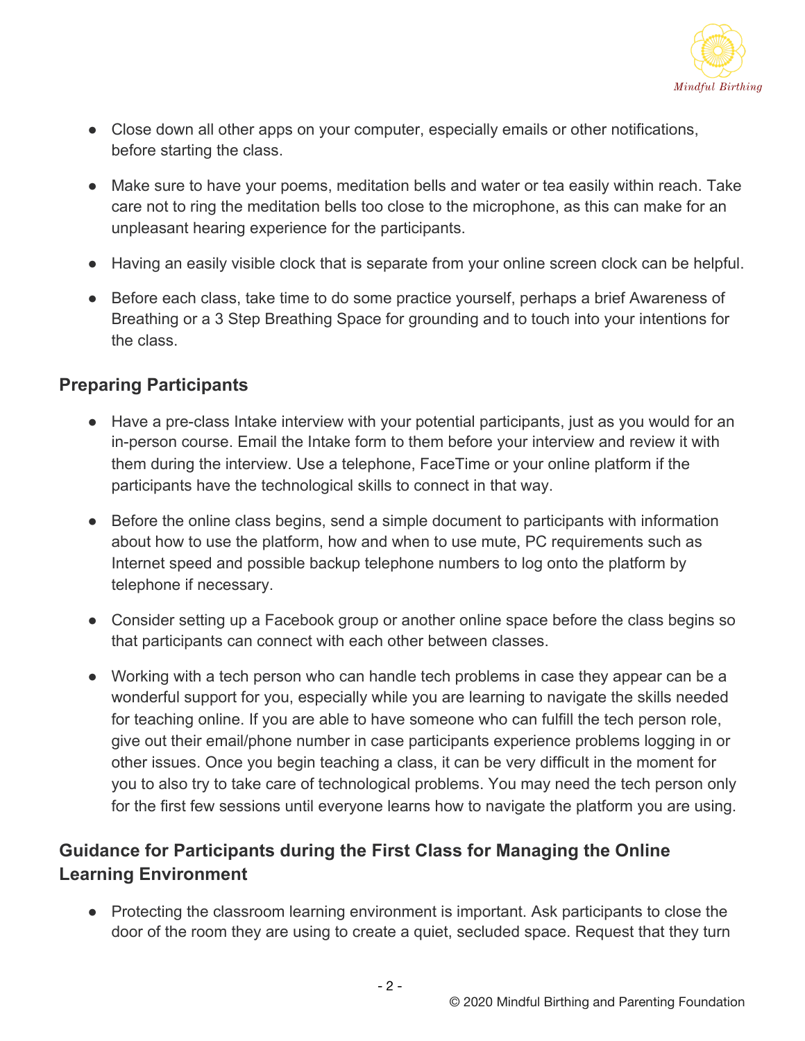- Close down all other apps on your computer, especially emails or other notifications, before starting the class.
- Make sure to have your poems, meditation bells and water or tea easily within reach. Take care not to ring the meditation bells too close to the microphone, as this can make for an unpleasant hearing experience for the participants.
- Having an easily visible clock that is separate from your online screen clock can be helpful.
- Before each class, take time to do some practice yourself, perhaps a brief Awareness of Breathing or a 3 Step Breathing Space for grounding and to touch into your intentions for the class.

## Preparing Participants

- Have a pre-class Intake interview with your potential participants, just as you would for an in-person course. Email the Intake form to them before your interview and review it with them during the interview. Use a telephone, FaceTime or your online platform if the participants have the technological skills to connect in that way.
- Before the online class begins, send a simple document to participants with information about how to use the platform, how and when to use mute, PC requirements such as Internet speed and possible backup telephone numbers to log onto the platform by telephone if necessary.
- Consider setting up a Facebook group or another online space before the class begins so that participants can connect with each other between classes.
- Working with a tech person who can handle tech problems in case they appear can be a wonderful support for you, especially while you are learning to navigate the skills needed for teaching online. If you are able to have someone who can fulfill the tech person role, give out their email/phone number in case participants experience problems logging in or other issues. Once you begin teaching a class, it can be very difficult in the moment for you to also try to take care of technological problems. You may need the tech person only for the first few sessions until everyone learns how to navigate the platform you are using.

## Guidance for Participants during the First Class for Managing the Online Learning Environment

- Protecting the classroom learning environment is important. Ask participants to close the door of the room they are using to create a quiet, secluded space. Request that they turn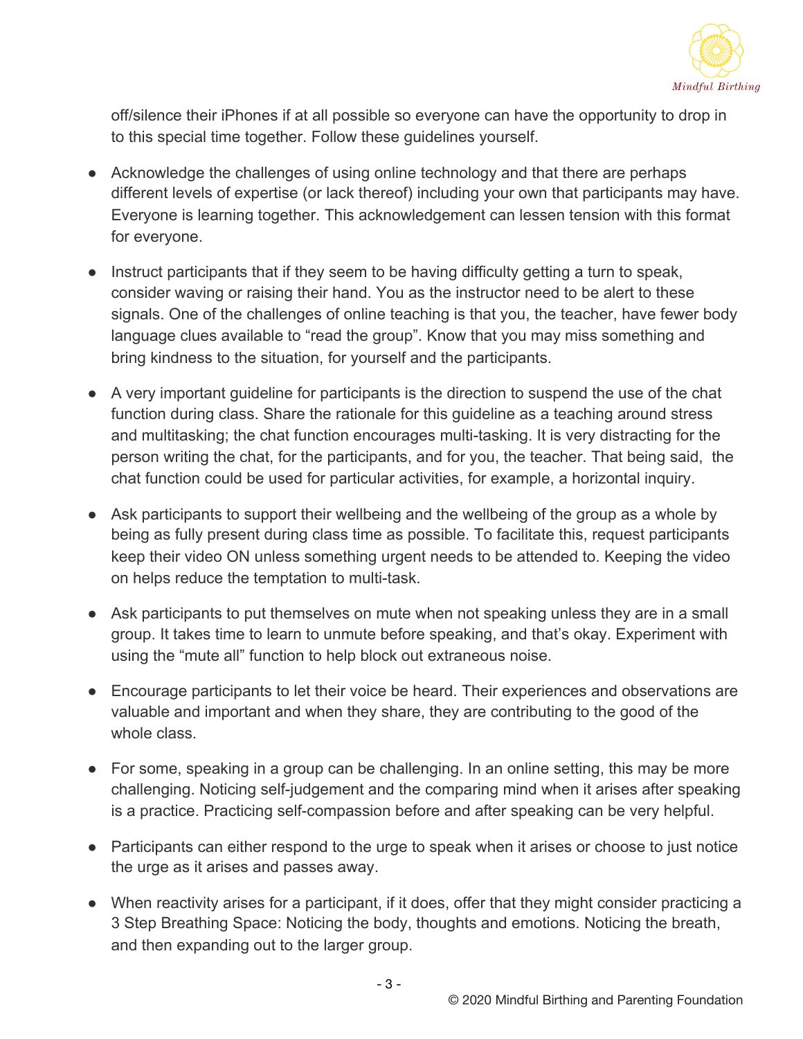off/silence their iPhones if at all possible so everyone can have the opportunity to drop in to this special time together. Follow these guidelines yourself.

- Acknowledge the challenges of using online technology and that there are perhaps different levels of expertise (or lack thereof) including your own that participants may have. Everyone is learning together. This acknowledgement can lessen tension with this format for everyone.
- Instruct participants that if they seem to be having difficulty getting a turn to speak, consider waving or raising their hand. You as the instructor need to be alert to these signals. One of the challenges of online teaching is that you, the teacher, have fewer body language clues available to "read the group". Know that you may miss something and bring kindness to the situation, for yourself and the participants.
- A very important guideline for participants is the direction to suspend the use of the chat function during class. Share the rationale for this guideline as a teaching around stress and multitasking; the chat function encourages multi-tasking. It is very distracting for the person writing the chat, for the participants, and for you, the teacher. That being said, the chat function could be used for particular activities, for example, a horizontal inquiry.
- Ask participants to support their wellbeing and the wellbeing of the group as a whole by being as fully present during class time as possible. To facilitate this, request participants keep their video ON unless something urgent needs to be attended to. Keeping the video on helps reduce the temptation to multi-task.
- Ask participants to put themselves on mute when not speaking unless they are in a small group. It takes time to learn to unmute before speaking, and that's okay. Experiment with using the "mute all" function to help block out extraneous noise.
- Encourage participants to let their voice be heard. Their experiences and observations are valuable and important and when they share, they are contributing to the good of the whole class.
- For some, speaking in a group can be challenging. In an online setting, this may be more challenging. Noticing self-judgement and the comparing mind when it arises after speaking is a practice. Practicing self-compassion before and after speaking can be very helpful.
- Participants can either respond to the urge to speak when it arises or choose to just notice the urge as it arises and passes away.
- When reactivity arises for a participant, if it does, offer that they might consider practicing a 3 Step Breathing Space: Noticing the body, thoughts and emotions. Noticing the breath, and then expanding out to the larger group.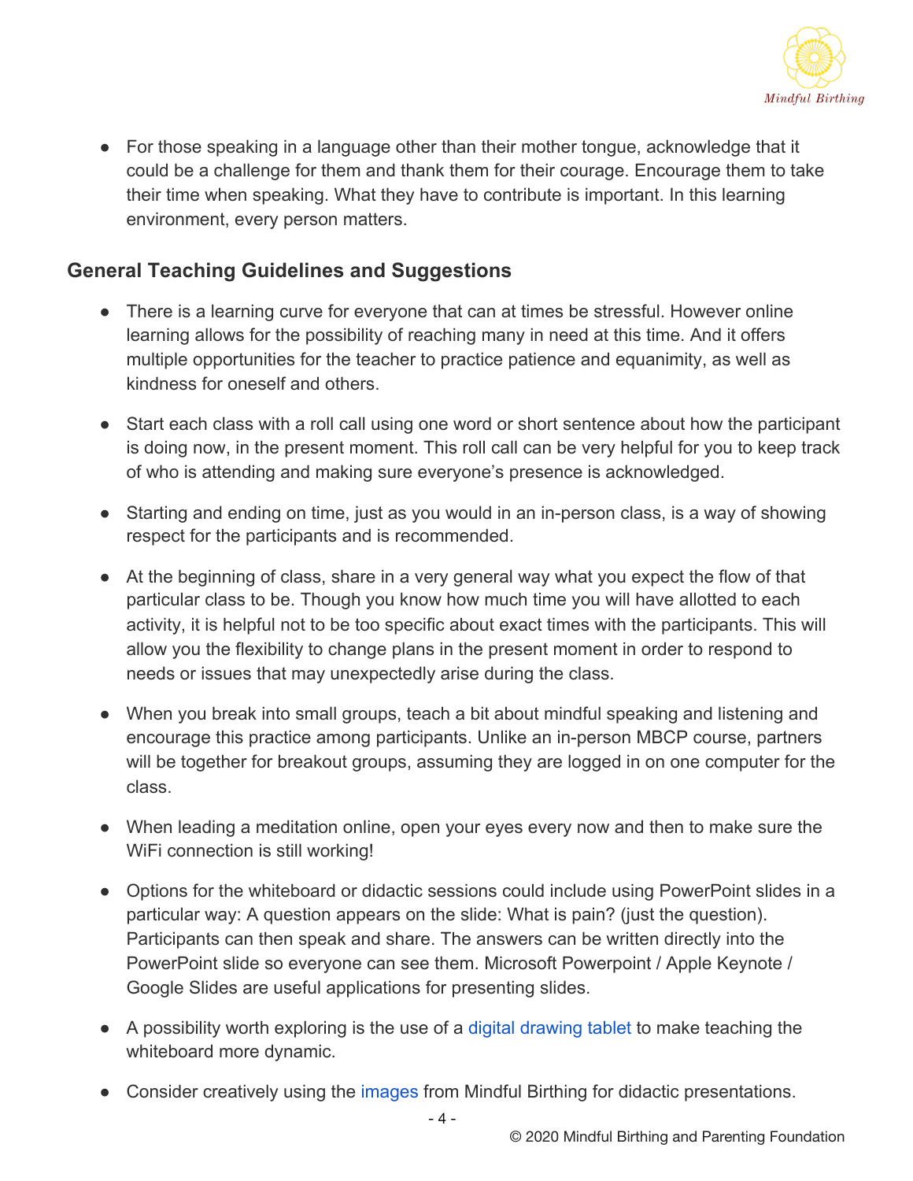- For those speaking in a language other than their mother tongue, acknowledge that it could be a challenge for them and thank them for their courage. Encourage them to take their time when speaking. What they have to contribute is important. In this learning environment, every person matters.

## General Teaching Guidelines and Suggestions

- There is a learning curve for everyone that can at times be stressful. However online learning allows for the possibility of reaching many in need at this time. And it offers multiple opportunities for the teacher to practice patience and equanimity, as well as kindness for oneself and others.

- Start each class with a roll call using one word or short sentence about how the participant is doing now, in the present moment. This roll call can be very helpful for you to keep track of who is attending and making sure everyone's presence is acknowledged.

- Starting and ending on time, just as you would in an in-person class, is a way of showing respect for the participants and is recommended.

- At the beginning of class, share in a very general way what you expect the flow of that particular class to be. Though you know how much time you will have allotted to each activity, it is helpful not to be too specific about exact times with the participants. This will allow you the flexibility to change plans in the present moment in order to respond to needs or issues that may unexpectedly arise during the class.

- When you break into small groups, teach a bit about mindful speaking and listening and encourage this practice among participants. Unlike an in-person MBCP course, partners will be together for breakout groups, assuming they are logged in on one computer for the class.

- When leading a meditation online, open your eyes every now and then to make sure the WiFi connection is still working!

- Options for the whiteboard or didactic sessions could include using PowerPoint slides in a particular way: A question appears on the slide: What is pain? (just the question). Participants can then speak and share. The answers can be written directly into the PowerPoint slide so everyone can see them. Microsoft Powerpoint / Apple Keynote / Google Slides are useful applications for presenting slides.

- A possibility worth exploring is the use of a digital drawing tablet to make teaching the whiteboard more dynamic.

- Consider creatively using the images from Mindful Birthing for didactic presentations.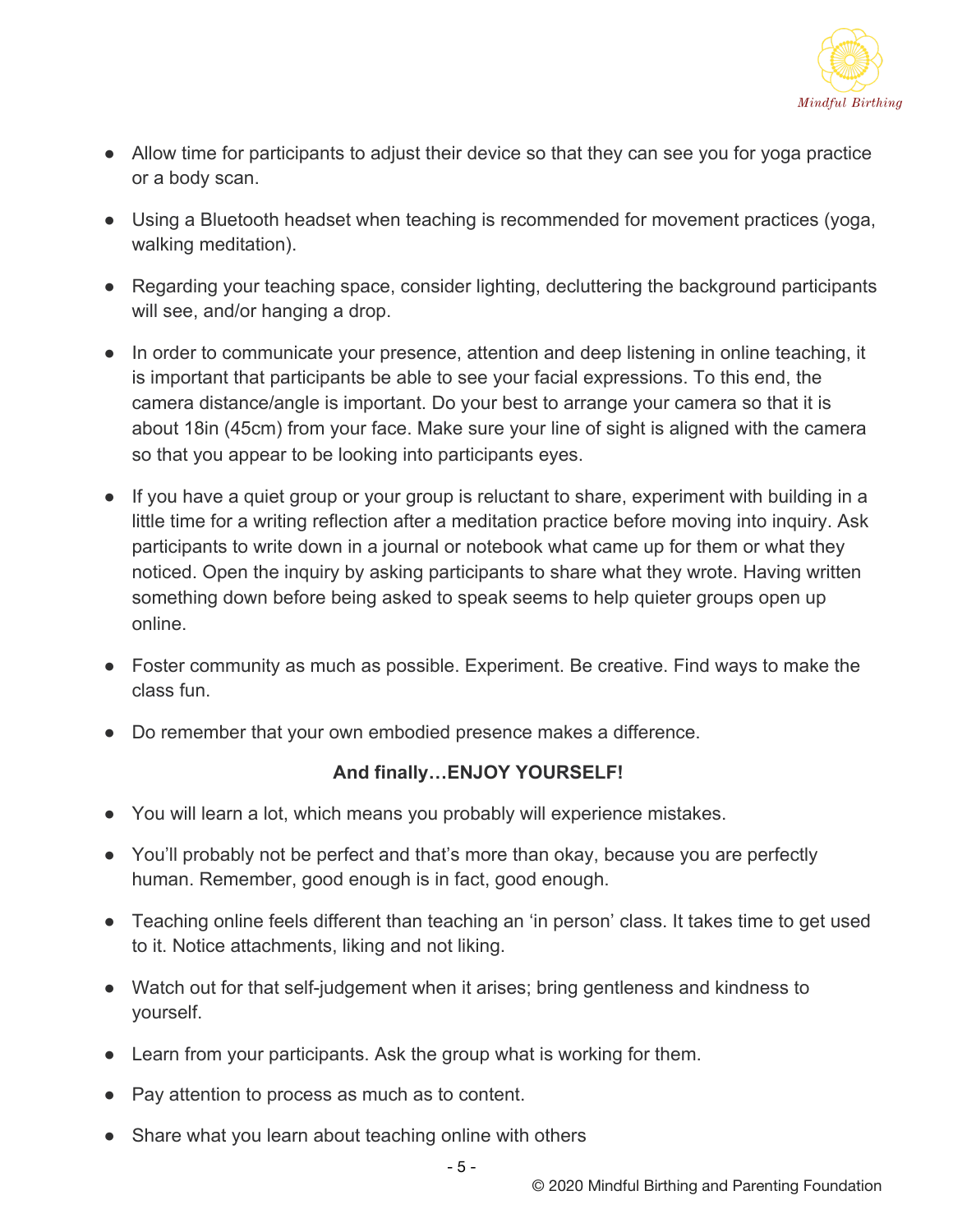- Allow time for participants to adjust their device so that they can see you for yoga practice or a body scan.
- Using a Bluetooth headset when teaching is recommended for movement practices (yoga, walking meditation).
- Regarding your teaching space, consider lighting, decluttering the background participants will see, and/or hanging a drop.
- In order to communicate your presence, attention and deep listening in online teaching, it is important that participants be able to see your facial expressions. To this end, the camera distance/angle is important. Do your best to arrange your camera so that it is about 18in (45cm) from your face. Make sure your line of sight is aligned with the camera so that you appear to be looking into participants eyes.
- If you have a quiet group or your group is reluctant to share, experiment with building in a little time for a writing reflection after a meditation practice before moving into inquiry. Ask participants to write down in a journal or notebook what came up for them or what they noticed. Open the inquiry by asking participants to share what they wrote. Having written something down before being asked to speak seems to help quieter groups open up online.
- Foster community as much as possible. Experiment. Be creative. Find ways to make the class fun.
- Do remember that your own embodied presence makes a difference.

**And finally…ENJOY YOURSELF!**

- You will learn a lot, which means you probably will experience mistakes.
- You'll probably not be perfect and that's more than okay, because you are perfectly human. Remember, good enough is in fact, good enough.
- Teaching online feels different than teaching an 'in person' class. It takes time to get used to it. Notice attachments, liking and not liking.
- Watch out for that self-judgement when it arises; bring gentleness and kindness to yourself.
- Learn from your participants. Ask the group what is working for them.
- Pay attention to process as much as to content.
- Share what you learn about teaching online with others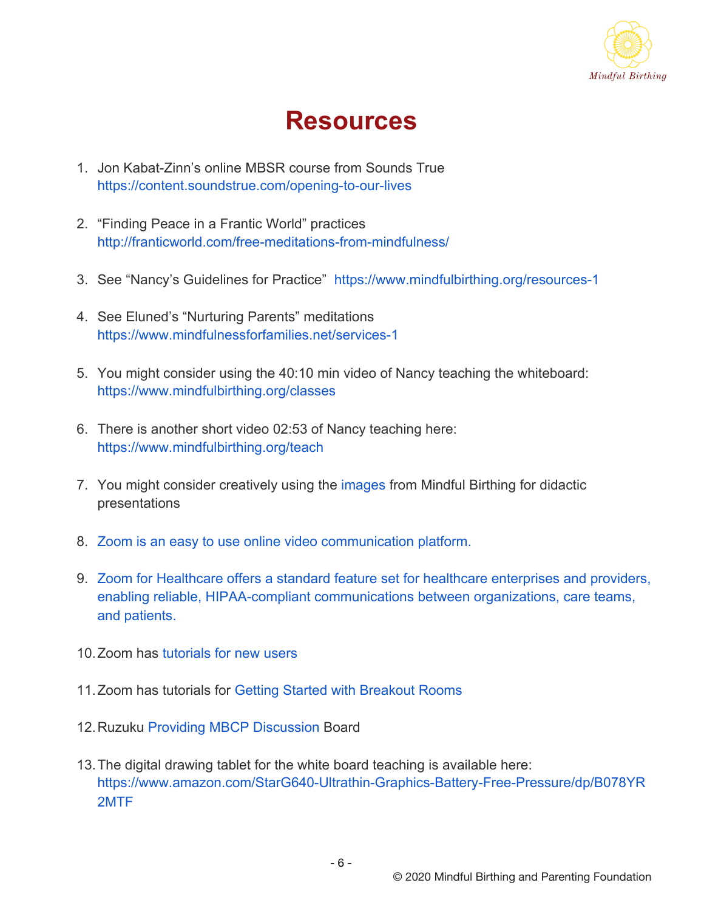# Resources

1. Jon Kabat-Zinn's online MBSR course from Sounds True https://content.soundstrue.com/opening-to-our-lives

2. "Finding Peace in a Frantic World" practices http://franticworld.com/free-meditations-from-mindfulness/

3. See "Nancy's Guidelines for Practice" https://www.mindfulbirthing.org/resources-1

4. See Eluned's "Nurturing Parents" meditations https://www.mindfulnessforfamilies.net/services-1

5. You might consider using the 40:10 min video of Nancy teaching the whiteboard: https://www.mindfulbirthing.org/classes

6. There is another short video 02:53 of Nancy teaching here: https://www.mindfulbirthing.org/teach

7. You might consider creatively using the images from Mindful Birthing for didactic presentations

8. Zoom is an easy to use online video communication platform.

9. Zoom for Healthcare offers a standard feature set for healthcare enterprises and providers, enabling reliable, HIPAA-compliant communications between organizations, care teams, and patients.

10. Zoom has tutorials for new users

11. Zoom has tutorials for Getting Started with Breakout Rooms

12. Ruzuku Providing MBCP Discussion Board

13. The digital drawing tablet for the white board teaching is available here: https://www.amazon.com/StarG640-Ultrathin-Graphics-Battery-Free-Pressure/dp/B078YR2MTF

© 2020 Mindful Birthing and Parenting Foundation